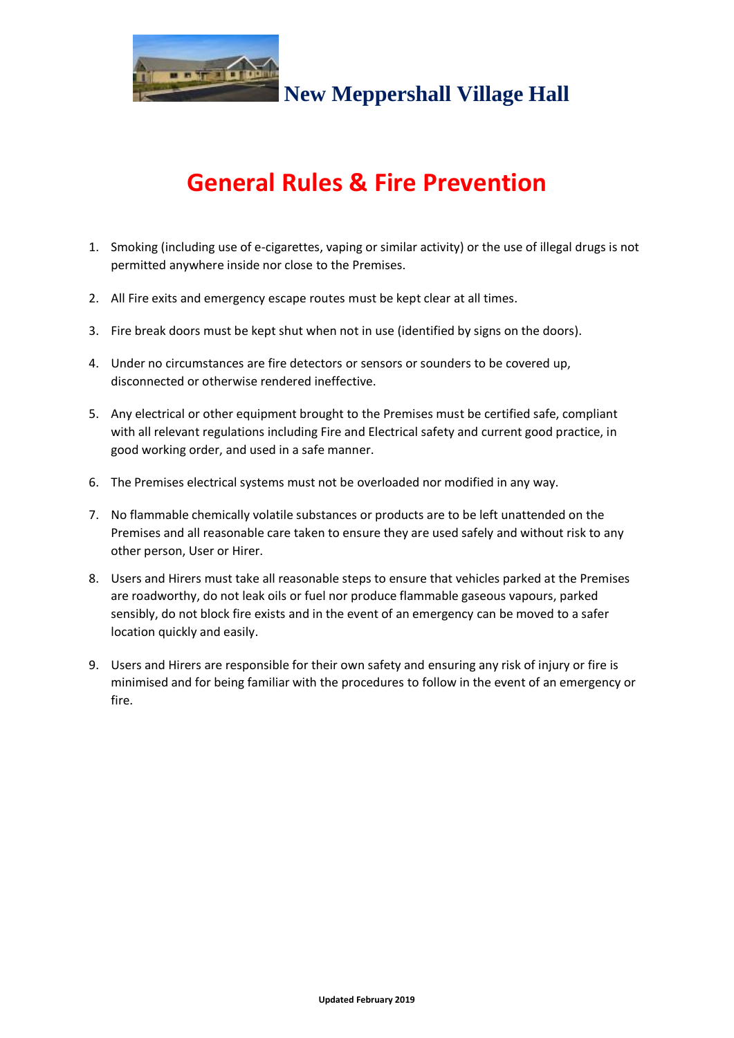# New Meppershall Village Hall

## General Rules & Fire Prevention

1. Smoking (including use of e-cigarettes, vaping or similar activity) or the use of illegal drugs is not permitted anywhere inside nor close to the Premises.
2. All Fire exits and emergency escape routes must be kept clear at all times.
3. Fire break doors must be kept shut when not in use (identified by signs on the doors).
4. Under no circumstances are fire detectors or sensors or sounders to be covered up, disconnected or otherwise rendered ineffective.
5. Any electrical or other equipment brought to the Premises must be certified safe, compliant with all relevant regulations including Fire and Electrical safety and current good practice, in good working order, and used in a safe manner.
6. The Premises electrical systems must not be overloaded nor modified in any way.
7. No flammable chemically volatile substances or products are to be left unattended on the Premises and all reasonable care taken to ensure they are used safely and without risk to any other person, User or Hirer.
8. Users and Hirers must take all reasonable steps to ensure that vehicles parked at the Premises are roadworthy, do not leak oils or fuel nor produce flammable gaseous vapours, parked sensibly, do not block fire exists and in the event of an emergency can be moved to a safer location quickly and easily.
9. Users and Hirers are responsible for their own safety and ensuring any risk of injury or fire is minimised and for being familiar with the procedures to follow in the event of an emergency or fire.

**Updated February 2019**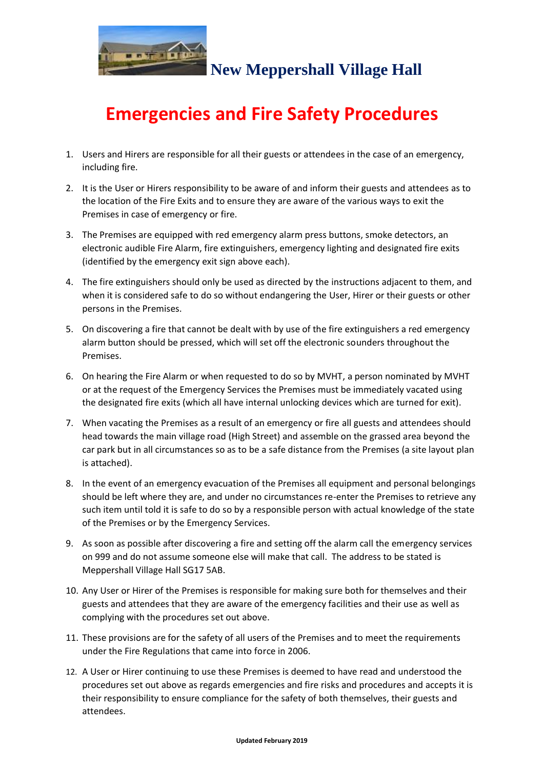# New Meppershall Village Hall

## Emergencies and Fire Safety Procedures

1. Users and Hirers are responsible for all their guests or attendees in the case of an emergency, including fire.
2. It is the User or Hirers responsibility to be aware of and inform their guests and attendees as to the location of the Fire Exits and to ensure they are aware of the various ways to exit the Premises in case of emergency or fire.
3. The Premises are equipped with red emergency alarm press buttons, smoke detectors, an electronic audible Fire Alarm, fire extinguishers, emergency lighting and designated fire exits (identified by the emergency exit sign above each).
4. The fire extinguishers should only be used as directed by the instructions adjacent to them, and when it is considered safe to do so without endangering the User, Hirer or their guests or other persons in the Premises.
5. On discovering a fire that cannot be dealt with by use of the fire extinguishers a red emergency alarm button should be pressed, which will set off the electronic sounders throughout the Premises.
6. On hearing the Fire Alarm or when requested to do so by MVHT, a person nominated by MVHT or at the request of the Emergency Services the Premises must be immediately vacated using the designated fire exits (which all have internal unlocking devices which are turned for exit).
7. When vacating the Premises as a result of an emergency or fire all guests and attendees should head towards the main village road (High Street) and assemble on the grassed area beyond the car park but in all circumstances so as to be a safe distance from the Premises (a site layout plan is attached).
8. In the event of an emergency evacuation of the Premises all equipment and personal belongings should be left where they are, and under no circumstances re-enter the Premises to retrieve any such item until told it is safe to do so by a responsible person with actual knowledge of the state of the Premises or by the Emergency Services.
9. As soon as possible after discovering a fire and setting off the alarm call the emergency services on 999 and do not assume someone else will make that call. The address to be stated is Meppershall Village Hall SG17 5AB.
10. Any User or Hirer of the Premises is responsible for making sure both for themselves and their guests and attendees that they are aware of the emergency facilities and their use as well as complying with the procedures set out above.
11. These provisions are for the safety of all users of the Premises and to meet the requirements under the Fire Regulations that came into force in 2006.
12. A User or Hirer continuing to use these Premises is deemed to have read and understood the procedures set out above as regards emergencies and fire risks and procedures and accepts it is their responsibility to ensure compliance for the safety of both themselves, their guests and attendees.

**Updated February 2019**